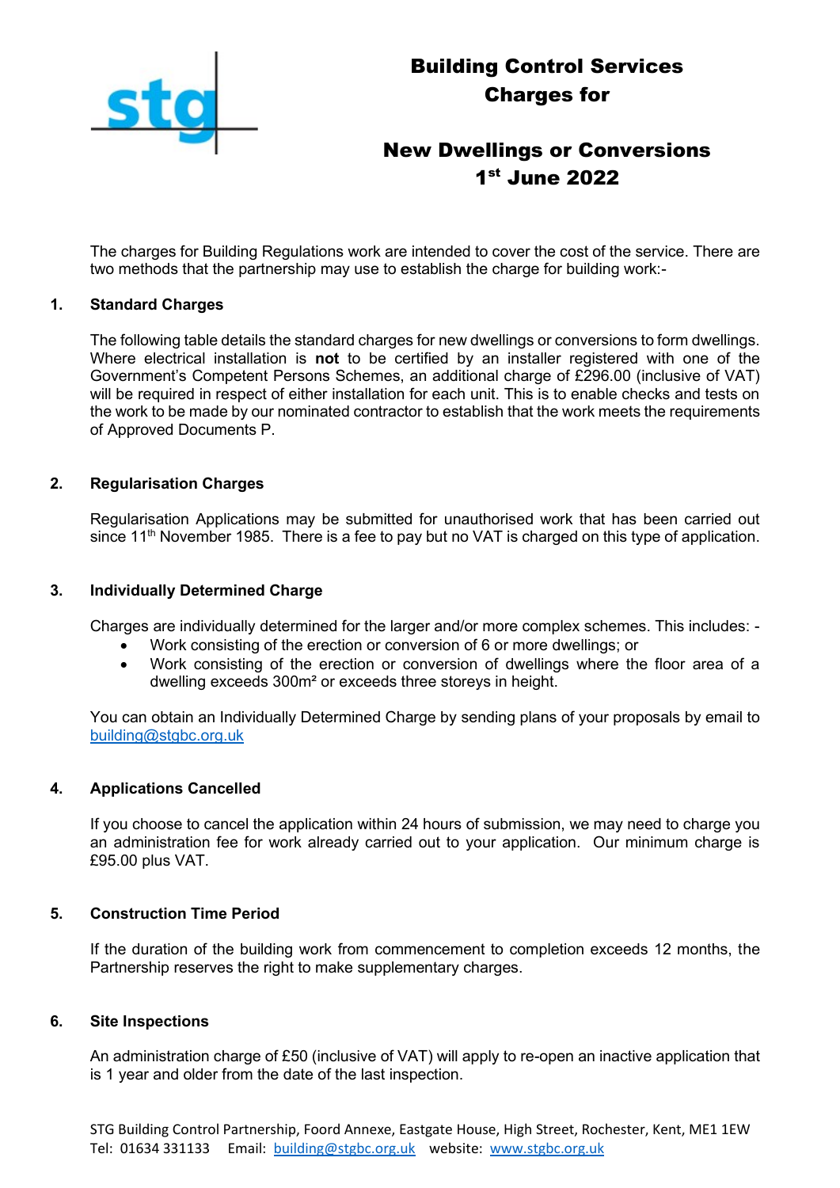# Building Control Services Charges for

# New Dwellings or Conversions 1st June 2022

The charges for Building Regulations work are intended to cover the cost of the service. There are two methods that the partnership may use to establish the charge for building work:-

## 1. Standard Charges

The following table details the standard charges for new dwellings or conversions to form dwellings. Where electrical installation is **not** to be certified by an installer registered with one of the Government's Competent Persons Schemes, an additional charge of £296.00 (inclusive of VAT) will be required in respect of either installation for each unit. This is to enable checks and tests on the work to be made by our nominated contractor to establish that the work meets the requirements of Approved Documents P.

## 2. Regularisation Charges

Regularisation Applications may be submitted for unauthorised work that has been carried out since 11th November 1985. There is a fee to pay but no VAT is charged on this type of application.

## 3. Individually Determined Charge

Charges are individually determined for the larger and/or more complex schemes. This includes: -

- Work consisting of the erection or conversion of 6 or more dwellings; or
- Work consisting of the erection or conversion of dwellings where the floor area of a dwelling exceeds 300m² or exceeds three storeys in height.

You can obtain an Individually Determined Charge by sending plans of your proposals by email to building@stgbc.org.uk

## 4. Applications Cancelled

If you choose to cancel the application within 24 hours of submission, we may need to charge you an administration fee for work already carried out to your application. Our minimum charge is £95.00 plus VAT.

## 5. Construction Time Period

If the duration of the building work from commencement to completion exceeds 12 months, the Partnership reserves the right to make supplementary charges.

## 6. Site Inspections

An administration charge of £50 (inclusive of VAT) will apply to re-open an inactive application that is 1 year and older from the date of the last inspection.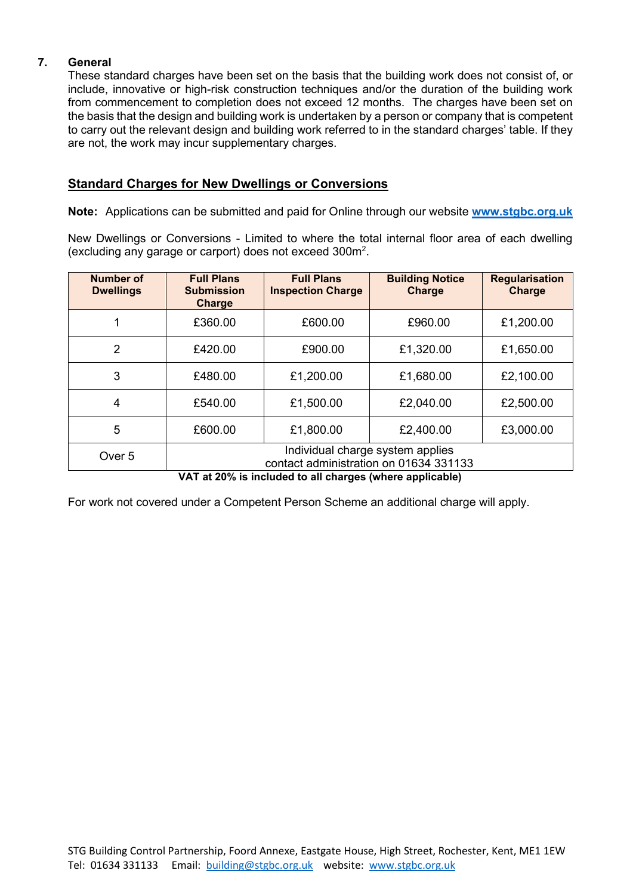## 7. General

These standard charges have been set on the basis that the building work does not consist of, or include, innovative or high-risk construction techniques and/or the duration of the building work from commencement to completion does not exceed 12 months. The charges have been set on the basis that the design and building work is undertaken by a person or company that is competent to carry out the relevant design and building work referred to in the standard charges' table. If they are not, the work may incur supplementary charges.

## Standard Charges for New Dwellings or Conversions

**Note:** Applications can be submitted and paid for Online through our website **www.stgbc.org.uk**

New Dwellings or Conversions - Limited to where the total internal floor area of each dwelling (excluding any garage or carport) does not exceed 300m$^2$.

| Number of Dwellings | Full Plans Submission Charge | Full Plans Inspection Charge | Building Notice Charge | Regularisation Charge |
|---|---|---|---|---|
| 1 | £360.00 | £600.00 | £960.00 | £1,200.00 |
| 2 | £420.00 | £900.00 | £1,320.00 | £1,650.00 |
| 3 | £480.00 | £1,200.00 | £1,680.00 | £2,100.00 |
| 4 | £540.00 | £1,500.00 | £2,040.00 | £2,500.00 |
| 5 | £600.00 | £1,800.00 | £2,400.00 | £3,000.00 |
| Over 5 | Individual charge system applies contact administration on 01634 331133 | | | |

**VAT at 20% is included to all charges (where applicable)**

For work not covered under a Competent Person Scheme an additional charge will apply.